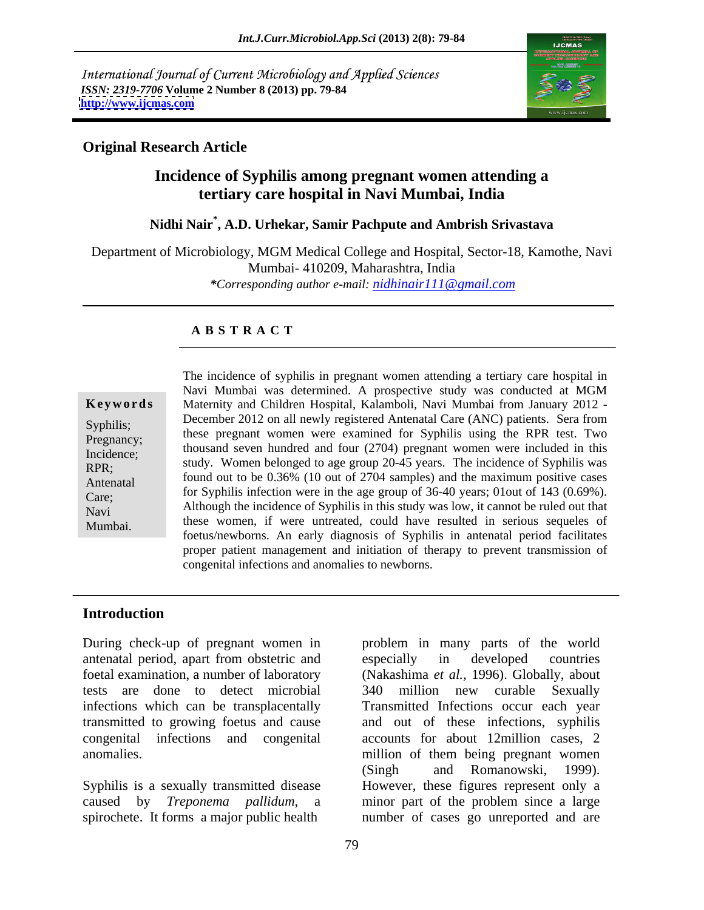International Journal of Current Microbiology and Applied Sciences
*ISSN: 2319-7706* **Volume 2 Number 8 (2013) pp. 79-84**
**http://www.ijcmas.com**

**Original Research Article**

# Incidence of Syphilis among pregnant women attending a tertiary care hospital in Navi Mumbai, India

**Nidhi Nair\*, A.D. Urhekar, Samir Pachpute and Ambrish Srivastava**

Department of Microbiology, MGM Medical College and Hospital, Sector-18, Kamothe, Navi Mumbai- 410209, Maharashtra, India

*\*Corresponding author e-mail: nidhinair111@gmail.com*

## ABSTRACT

**Keywords**

Syphilis; Pregnancy; Incidence; RPR; Antenatal Care; Navi Mumbai.

The incidence of syphilis in pregnant women attending a tertiary care hospital in Navi Mumbai was determined. A prospective study was conducted at MGM Maternity and Children Hospital, Kalamboli, Navi Mumbai from January 2012 - December 2012 on all newly registered Antenatal Care (ANC) patients. Sera from these pregnant women were examined for Syphilis using the RPR test. Two thousand seven hundred and four (2704) pregnant women were included in this study. Women belonged to age group 20-45 years. The incidence of Syphilis was found out to be 0.36% (10 out of 2704 samples) and the maximum positive cases for Syphilis infection were in the age group of 36-40 years; 01out of 143 (0.69%). Although the incidence of Syphilis in this study was low, it cannot be ruled out that these women, if were untreated, could have resulted in serious sequeles of foetus/newborns. An early diagnosis of Syphilis in antenatal period facilitates proper patient management and initiation of therapy to prevent transmission of congenital infections and anomalies to newborns.

## Introduction

During check-up of pregnant women in antenatal period, apart from obstetric and foetal examination, a number of laboratory tests are done to detect microbial infections which can be transplacentally transmitted to growing foetus and cause congenital infections and congenital anomalies.

Syphilis is a sexually transmitted disease caused by *Treponema pallidum*, a spirochete. It forms a major public health problem in many parts of the world especially in developed countries (Nakashima *et al.,* 1996). Globally, about 340 million new curable Sexually Transmitted Infections occur each year and out of these infections, syphilis accounts for about 12million cases, 2 million of them being pregnant women (Singh and Romanowski, 1999). However, these figures represent only a minor part of the problem since a large number of cases go unreported and are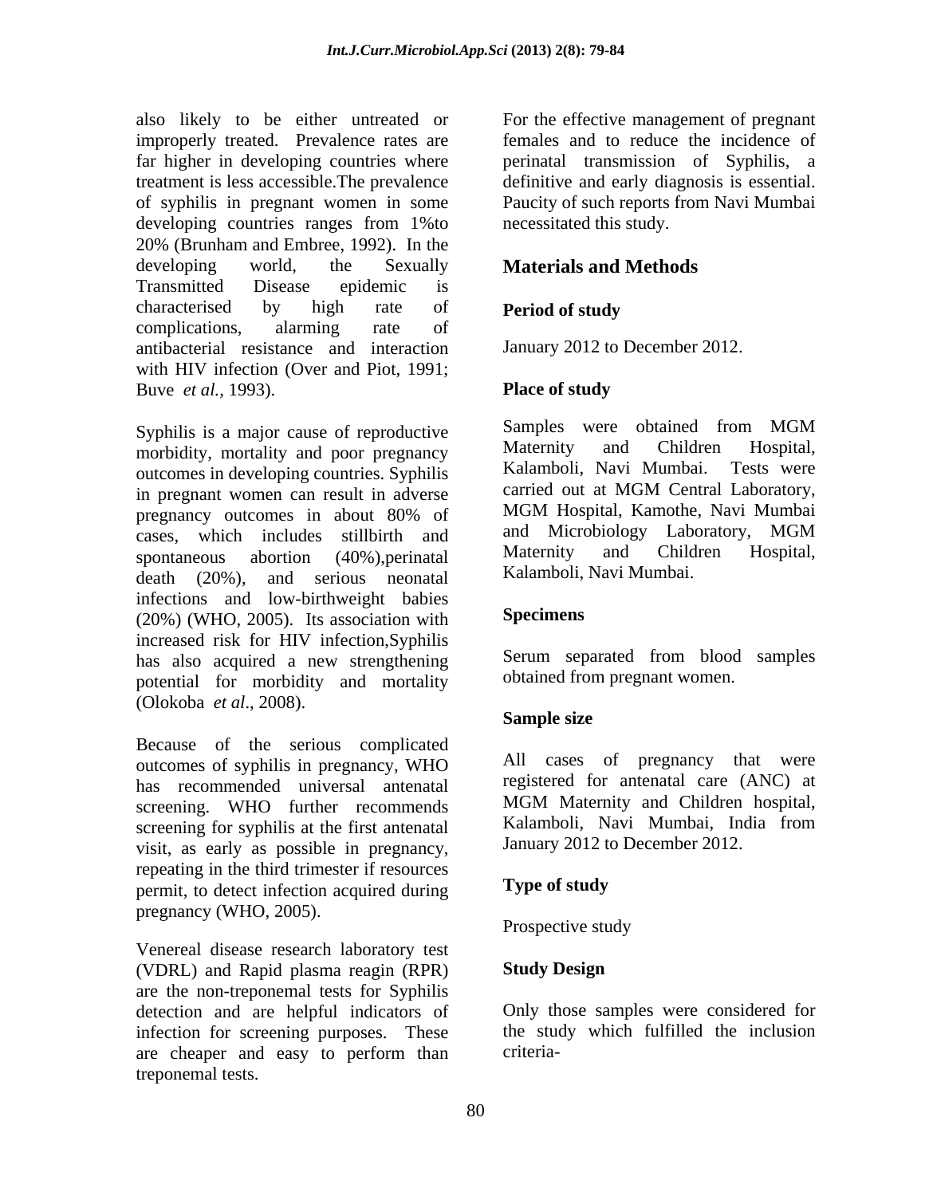also likely to be either untreated or improperly treated. Prevalence rates are far higher in developing countries where treatment is less accessible.The prevalence of syphilis in pregnant women in some developing countries ranges from 1%to 20% (Brunham and Embree, 1992). In the developing world, the Sexually Transmitted Disease epidemic is characterised by high rate of complications, alarming rate of antibacterial resistance and interaction with HIV infection (Over and Piot, 1991; Buve *et al.,* 1993).

Syphilis is a major cause of reproductive morbidity, mortality and poor pregnancy outcomes in developing countries. Syphilis in pregnant women can result in adverse pregnancy outcomes in about 80% of cases, which includes stillbirth and spontaneous abortion (40%),perinatal death (20%), and serious neonatal infections and low-birthweight babies (20%) (WHO, 2005). Its association with increased risk for HIV infection,Syphilis has also acquired a new strengthening potential for morbidity and mortality (Olokoba *et al*., 2008).

Because of the serious complicated outcomes of syphilis in pregnancy, WHO has recommended universal antenatal screening. WHO further recommends screening for syphilis at the first antenatal visit, as early as possible in pregnancy, repeating in the third trimester if resources permit, to detect infection acquired during pregnancy (WHO, 2005).

Venereal disease research laboratory test (VDRL) and Rapid plasma reagin (RPR) are the non-treponemal tests for Syphilis detection and are helpful indicators of infection for screening purposes. These are cheaper and easy to perform than treponemal tests.

For the effective management of pregnant females and to reduce the incidence of perinatal transmission of Syphilis, a definitive and early diagnosis is essential. Paucity of such reports from Navi Mumbai necessitated this study.

## Materials and Methods

### Period of study

January 2012 to December 2012.

### Place of study

Samples were obtained from MGM Maternity and Children Hospital, Kalamboli, Navi Mumbai. Tests were carried out at MGM Central Laboratory, MGM Hospital, Kamothe, Navi Mumbai and Microbiology Laboratory, MGM Maternity and Children Hospital, Kalamboli, Navi Mumbai.

### Specimens

Serum separated from blood samples obtained from pregnant women.

### Sample size

All cases of pregnancy that were registered for antenatal care (ANC) at MGM Maternity and Children hospital, Kalamboli, Navi Mumbai, India from January 2012 to December 2012.

### Type of study

Prospective study

### Study Design

Only those samples were considered for the study which fulfilled the inclusion criteria-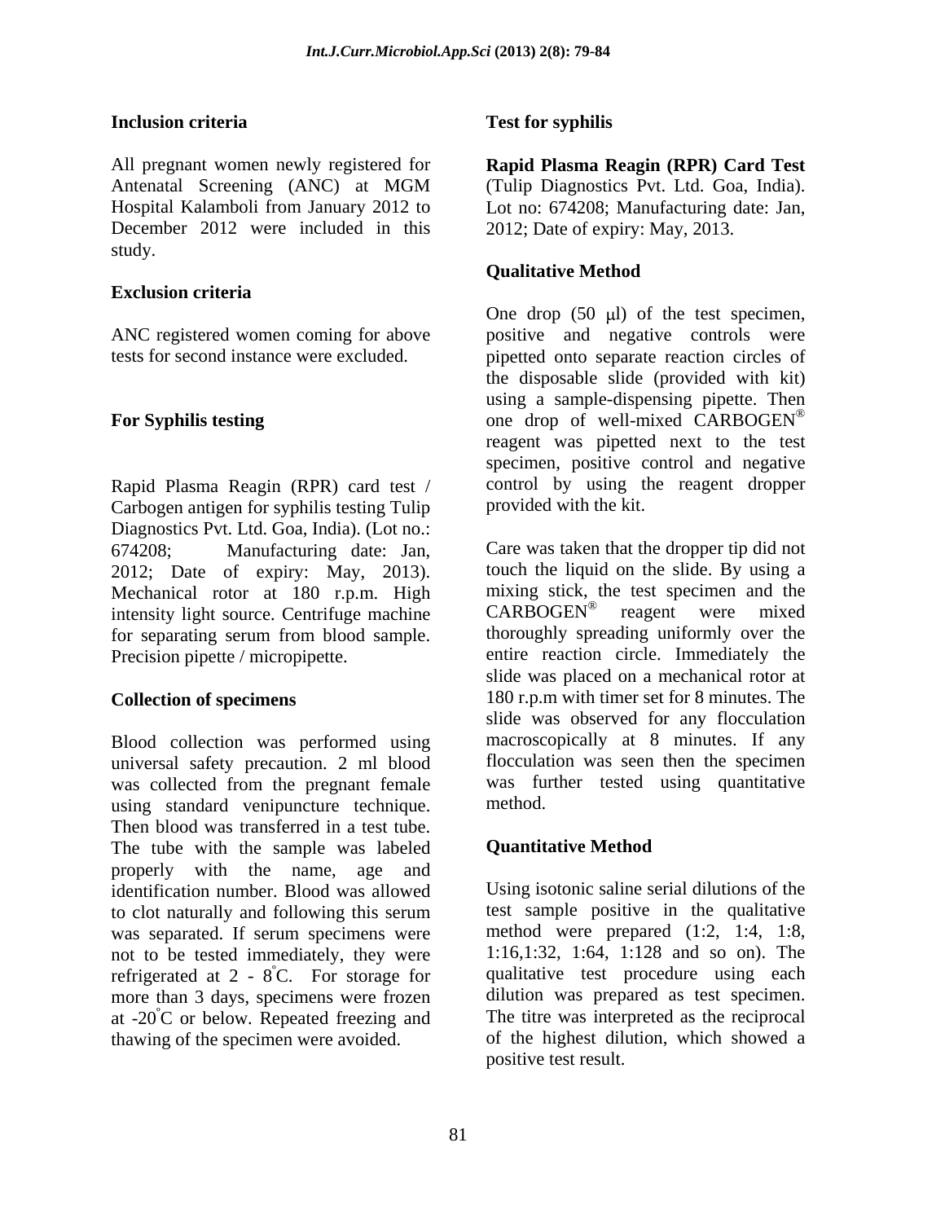### Inclusion criteria

All pregnant women newly registered for Antenatal Screening (ANC) at MGM Hospital Kalamboli from January 2012 to December 2012 were included in this study.

### Exclusion criteria

ANC registered women coming for above tests for second instance were excluded.

### For Syphilis testing

Rapid Plasma Reagin (RPR) card test / Carbogen antigen for syphilis testing Tulip Diagnostics Pvt. Ltd. Goa, India). (Lot no.: 674208; Manufacturing date: Jan, 2012; Date of expiry: May, 2013). Mechanical rotor at 180 r.p.m. High intensity light source. Centrifuge machine for separating serum from blood sample. Precision pipette / micropipette.

### Collection of specimens

Blood collection was performed using universal safety precaution. 2 ml blood was collected from the pregnant female using standard venipuncture technique. Then blood was transferred in a test tube. The tube with the sample was labeled properly with the name, age and identification number. Blood was allowed to clot naturally and following this serum was separated. If serum specimens were not to be tested immediately, they were refrigerated at 2 - 8°C. For storage for more than 3 days, specimens were frozen at -20°C or below. Repeated freezing and thawing of the specimen were avoided.

### Test for syphilis

**Rapid Plasma Reagin (RPR) Card Test** (Tulip Diagnostics Pvt. Ltd. Goa, India). Lot no: 674208; Manufacturing date: Jan, 2012; Date of expiry: May, 2013.

### Qualitative Method

One drop (50 μl) of the test specimen, positive and negative controls were pipetted onto separate reaction circles of the disposable slide (provided with kit) using a sample-dispensing pipette. Then one drop of well-mixed CARBOGEN® reagent was pipetted next to the test specimen, positive control and negative control by using the reagent dropper provided with the kit.

Care was taken that the dropper tip did not touch the liquid on the slide. By using a mixing stick, the test specimen and the CARBOGEN® reagent were mixed thoroughly spreading uniformly over the entire reaction circle. Immediately the slide was placed on a mechanical rotor at 180 r.p.m with timer set for 8 minutes. The slide was observed for any flocculation macroscopically at 8 minutes. If any flocculation was seen then the specimen was further tested using quantitative method.

### Quantitative Method

Using isotonic saline serial dilutions of the test sample positive in the qualitative method were prepared (1:2, 1:4, 1:8, 1:16,1:32, 1:64, 1:128 and so on). The qualitative test procedure using each dilution was prepared as test specimen. The titre was interpreted as the reciprocal of the highest dilution, which showed a positive test result.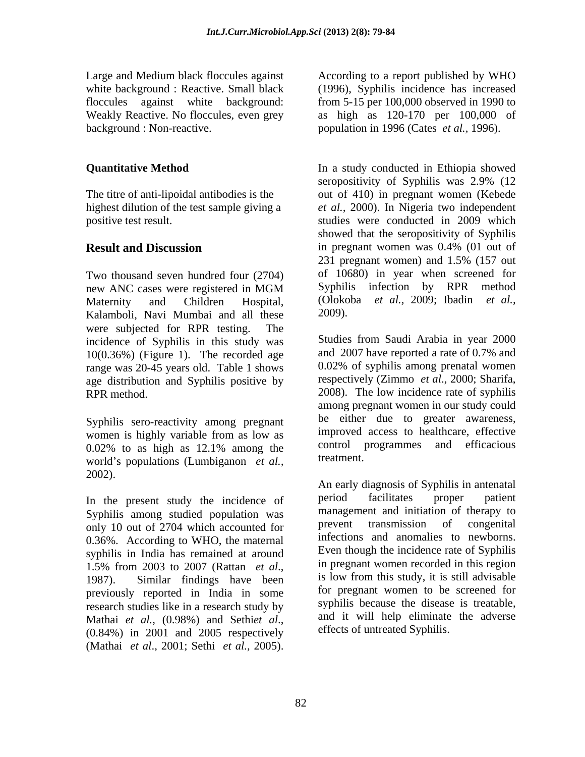Large and Medium black floccules against white background : Reactive. Small black floccules against white background: Weakly Reactive. No floccules, even grey background : Non-reactive.

**Quantitative Method**

The titre of anti-lipoidal antibodies is the highest dilution of the test sample giving a positive test result.

## Result and Discussion

Two thousand seven hundred four (2704) new ANC cases were registered in MGM Maternity and Children Hospital, Kalamboli, Navi Mumbai and all these were subjected for RPR testing. The incidence of Syphilis in this study was 10(0.36%) (Figure 1). The recorded age range was 20-45 years old. Table 1 shows age distribution and Syphilis positive by RPR method.

Syphilis sero-reactivity among pregnant women is highly variable from as low as 0.02% to as high as 12.1% among the world's populations (Lumbiganon *et al.,* 2002).

In the present study the incidence of Syphilis among studied population was only 10 out of 2704 which accounted for 0.36%. According to WHO, the maternal syphilis in India has remained at around 1.5% from 2003 to 2007 (Rattan *et al*., 1987). Similar findings have been previously reported in India in some research studies like in a research study by Mathai *et al.,* (0.98%) and Sethi*et al*., (0.84%) in 2001 and 2005 respectively (Mathai *et al*., 2001; Sethi *et al.,* 2005). According to a report published by WHO (1996), Syphilis incidence has increased from 5-15 per 100,000 observed in 1990 to as high as 120-170 per 100,000 of population in 1996 (Cates *et al.,* 1996).

In a study conducted in Ethiopia showed seropositivity of Syphilis was 2.9% (12 out of 410) in pregnant women (Kebede *et al.,* 2000). In Nigeria two independent studies were conducted in 2009 which showed that the seropositivity of Syphilis in pregnant women was 0.4% (01 out of 231 pregnant women) and 1.5% (157 out of 10680) in year when screened for Syphilis infection by RPR method (Olokoba *et al.,* 2009; Ibadin *et al.,* 2009).

Studies from Saudi Arabia in year 2000 and 2007 have reported a rate of 0.7% and 0.02% of syphilis among prenatal women respectively (Zimmo *et al*., 2000; Sharifa, 2008). The low incidence rate of syphilis among pregnant women in our study could be either due to greater awareness, improved access to healthcare, effective control programmes and efficacious treatment.

An early diagnosis of Syphilis in antenatal period facilitates proper patient management and initiation of therapy to prevent transmission of congenital infections and anomalies to newborns. Even though the incidence rate of Syphilis in pregnant women recorded in this region is low from this study, it is still advisable for pregnant women to be screened for syphilis because the disease is treatable, and it will help eliminate the adverse effects of untreated Syphilis.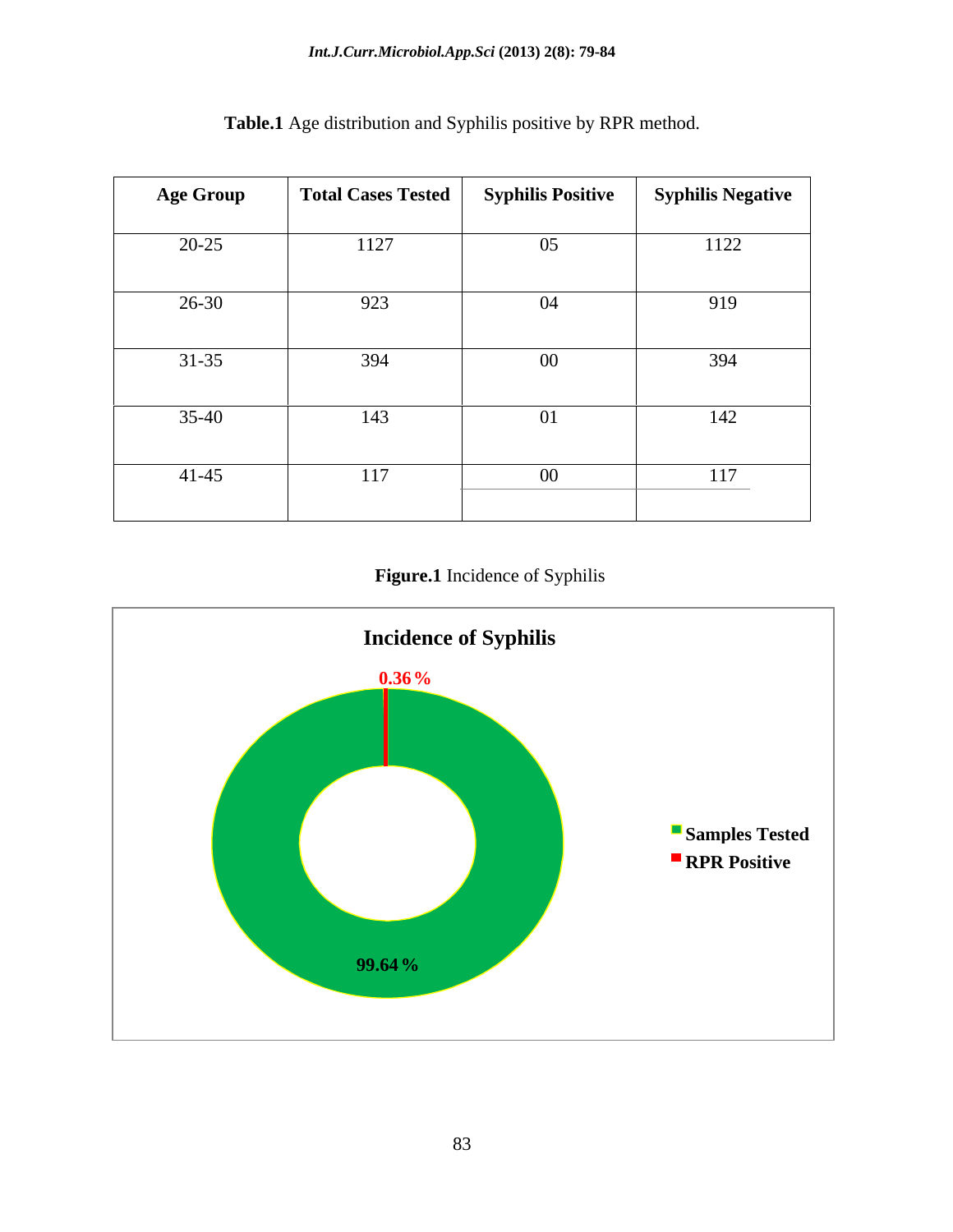**Table.1** Age distribution and Syphilis positive by RPR method.

| Age Group | Total Cases Tested | Syphilis Positive | Syphilis Negative |
|---|---|---|---|
| 20-25 | 1127 | 05 | 1122 |
| 26-30 | 923 | 04 | 919 |
| 31-35 | 394 | 00 | 394 |
| 35-40 | 143 | 01 | 142 |
| 41-45 | 117 | 00 | 117 |

**Figure.1** Incidence of Syphilis

**Incidence of Syphilis**

0.36 %

99.64 %

Samples Tested

RPR Positive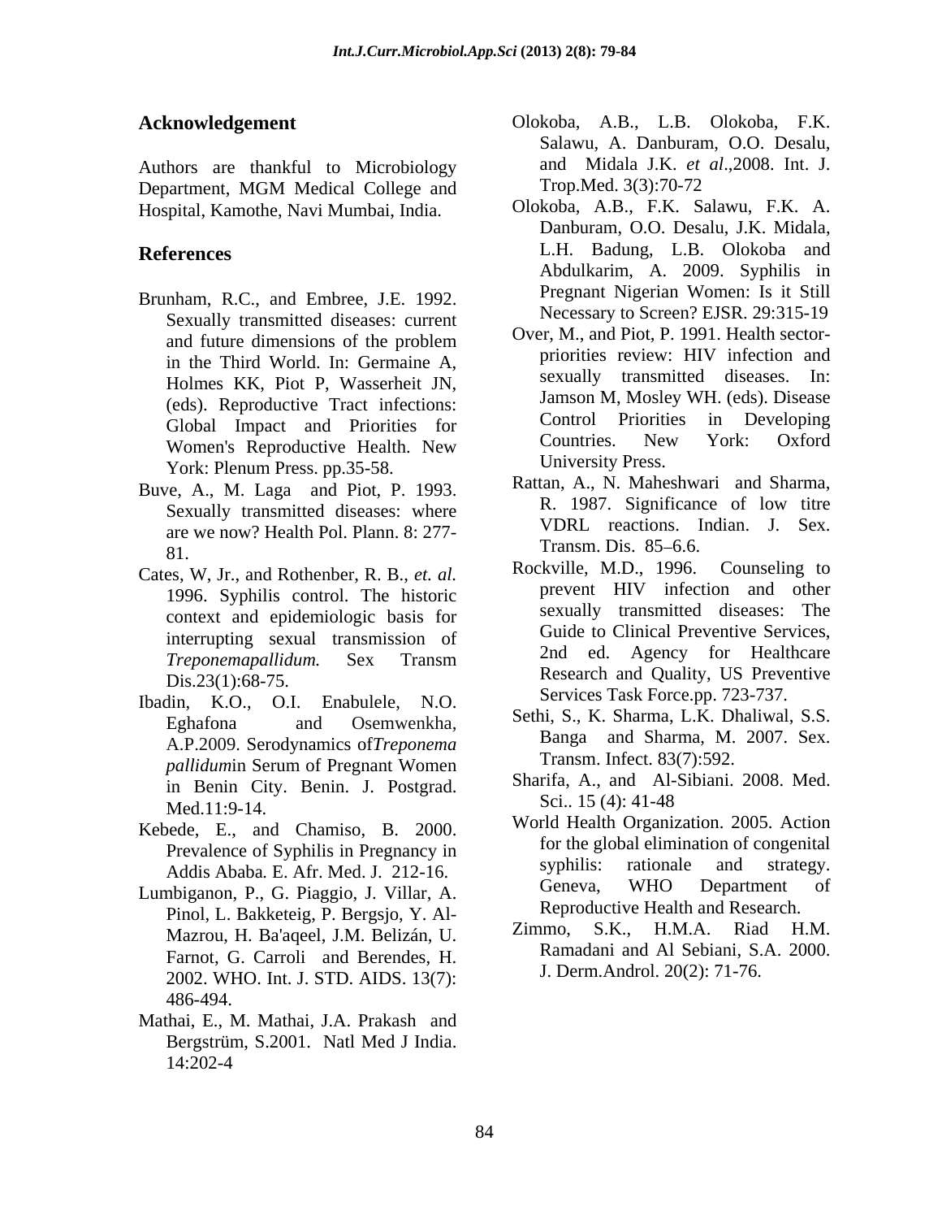## Acknowledgement

Authors are thankful to Microbiology Department, MGM Medical College and Hospital, Kamothe, Navi Mumbai, India.

## References

Brunham, R.C., and Embree, J.E. 1992. Sexually transmitted diseases: current and future dimensions of the problem in the Third World. In: Germaine A, Holmes KK, Piot P, Wasserheit JN, (eds). Reproductive Tract infections: Global Impact and Priorities for Women's Reproductive Health. New York: Plenum Press. pp.35-58.

Buve, A., M. Laga and Piot, P. 1993. Sexually transmitted diseases: where are we now? Health Pol. Plann. 8: 277-81.

Cates, W, Jr., and Rothenber, R. B., *et. al.* 1996. Syphilis control. The historic context and epidemiologic basis for interrupting sexual transmission of *Treponemapallidum.* Sex Transm Dis.23(1):68-75.

Ibadin, K.O., O.I. Enabulele, N.O. Eghafona and Osemwenkha, A.P.2009. Serodynamics of*Treponema pallidum*in Serum of Pregnant Women in Benin City. Benin. J. Postgrad. Med.11:9-14.

Kebede, E., and Chamiso, B. 2000. Prevalence of Syphilis in Pregnancy in Addis Ababa*.* E. Afr. Med. J. 212-16.

Lumbiganon, P., G. Piaggio, J. Villar, A. Pinol, L. Bakketeig, P. Bergsjo, Y. Al-Mazrou, H. Ba'aqeel, J.M. Belizán, U. Farnot, G. Carroli and Berendes, H. 2002. WHO. Int. J. STD. AIDS. 13(7): 486-494.

Mathai, E., M. Mathai, J.A. Prakash and Bergstrüm, S.2001. Natl Med J India. 14:202-4

Olokoba, A.B., L.B. Olokoba, F.K. Salawu, A. Danburam, O.O. Desalu, and Midala J.K. *et al*.,2008. Int. J. Trop.Med. 3(3):70-72

Olokoba, A.B., F.K. Salawu, F.K. A. Danburam, O.O. Desalu, J.K. Midala, L.H. Badung, L.B. Olokoba and Abdulkarim, A. 2009. Syphilis in Pregnant Nigerian Women: Is it Still Necessary to Screen? EJSR. 29:315-19

Over, M., and Piot, P. 1991. Health sector-priorities review: HIV infection and sexually transmitted diseases. In: Jamson M, Mosley WH. (eds). Disease Control Priorities in Developing Countries. New York: Oxford University Press.

Rattan, A., N. Maheshwari and Sharma, R. 1987. Significance of low titre VDRL reactions. Indian. J. Sex. Transm. Dis. 85–6.6.

Rockville, M.D., 1996. Counseling to prevent HIV infection and other sexually transmitted diseases: The Guide to Clinical Preventive Services, 2nd ed. Agency for Healthcare Research and Quality, US Preventive Services Task Force.pp. 723-737.

Sethi, S., K. Sharma, L.K. Dhaliwal, S.S. Banga and Sharma, M. 2007. Sex. Transm. Infect. 83(7):592.

Sharifa, A., and Al-Sibiani. 2008. Med. Sci.. 15 (4): 41-48

World Health Organization. 2005. Action for the global elimination of congenital syphilis: rationale and strategy. Geneva, WHO Department of Reproductive Health and Research.

Zimmo, S.K., H.M.A. Riad H.M. Ramadani and Al Sebiani, S.A. 2000. J. Derm.Androl. 20(2): 71-76.